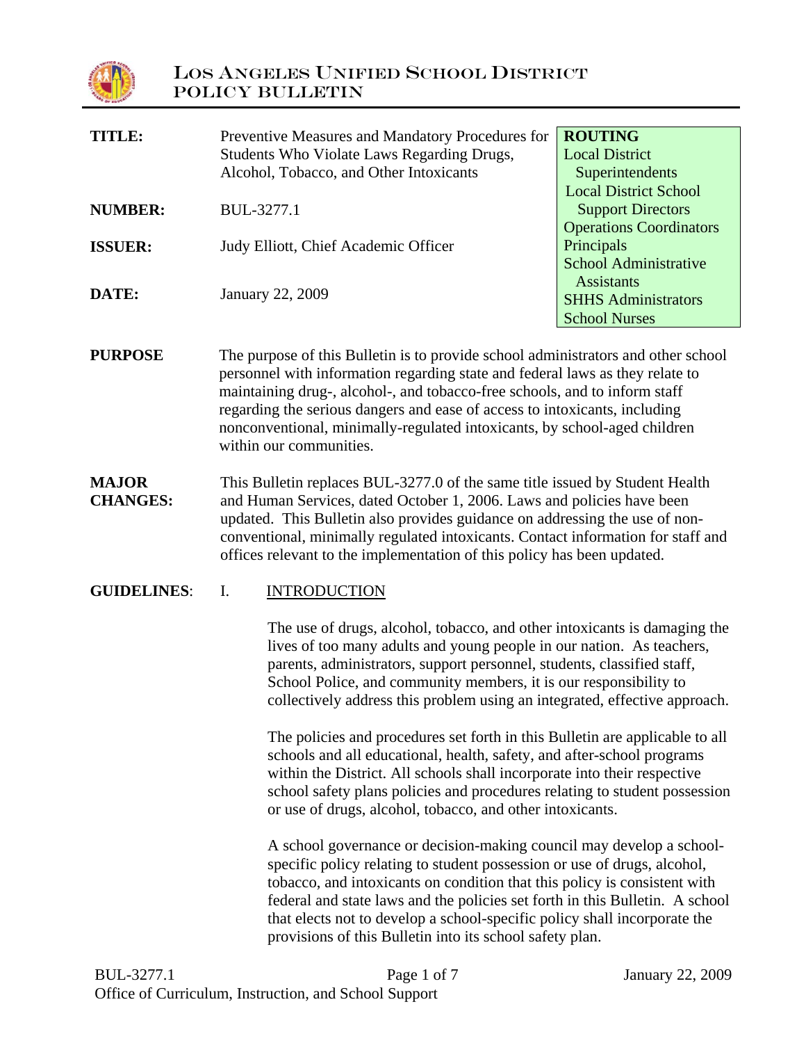# LOS ANGELES UNIFIED SCHOOL DISTRICT
## POLICY BULLETIN

| | | |
|---|---|---|
| **TITLE:** | Preventive Measures and Mandatory Procedures for Students Who Violate Laws Regarding Drugs, Alcohol, Tobacco, and Other Intoxicants | **ROUTING**<br>Local District Superintendents<br>Local District School Support Directors<br>Operations Coordinators<br>Principals<br>School Administrative Assistants<br>SHHS Administrators<br>School Nurses |
| **NUMBER:** | BUL-3277.1 | |
| **ISSUER:** | Judy Elliott, Chief Academic Officer | |
| **DATE:** | January 22, 2009 | |

**PURPOSE** The purpose of this Bulletin is to provide school administrators and other school personnel with information regarding state and federal laws as they relate to maintaining drug-, alcohol-, and tobacco-free schools, and to inform staff regarding the serious dangers and ease of access to intoxicants, including nonconventional, minimally-regulated intoxicants, by school-aged children within our communities.

**MAJOR CHANGES:** This Bulletin replaces BUL-3277.0 of the same title issued by Student Health and Human Services, dated October 1, 2006. Laws and policies have been updated. This Bulletin also provides guidance on addressing the use of non-conventional, minimally regulated intoxicants. Contact information for staff and offices relevant to the implementation of this policy has been updated.

**GUIDELINES**: I. INTRODUCTION

The use of drugs, alcohol, tobacco, and other intoxicants is damaging the lives of too many adults and young people in our nation. As teachers, parents, administrators, support personnel, students, classified staff, School Police, and community members, it is our responsibility to collectively address this problem using an integrated, effective approach.

The policies and procedures set forth in this Bulletin are applicable to all schools and all educational, health, safety, and after-school programs within the District. All schools shall incorporate into their respective school safety plans policies and procedures relating to student possession or use of drugs, alcohol, tobacco, and other intoxicants.

A school governance or decision-making council may develop a school-specific policy relating to student possession or use of drugs, alcohol, tobacco, and intoxicants on condition that this policy is consistent with federal and state laws and the policies set forth in this Bulletin. A school that elects not to develop a school-specific policy shall incorporate the provisions of this Bulletin into its school safety plan.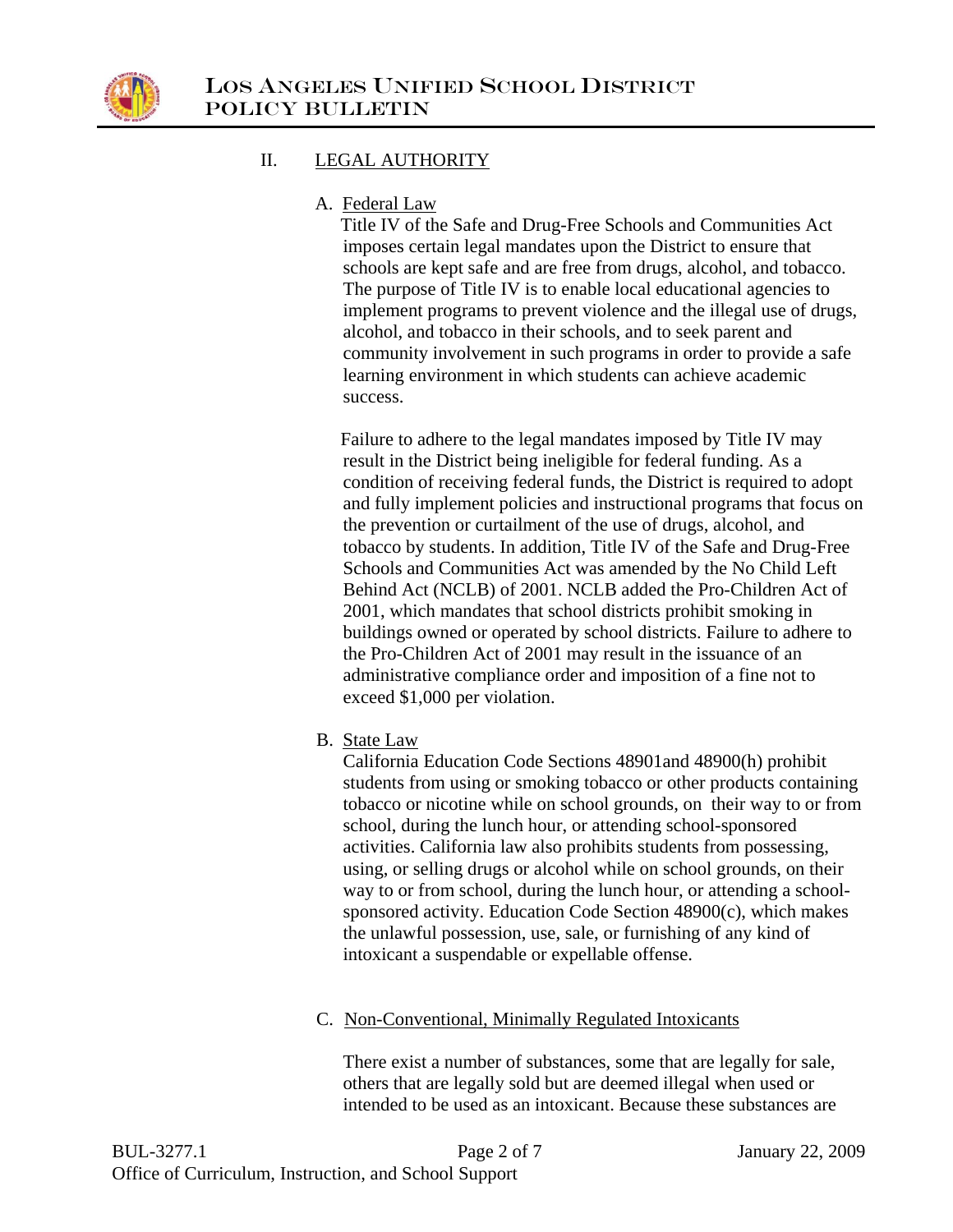## II. LEGAL AUTHORITY

### A. Federal Law

Title IV of the Safe and Drug-Free Schools and Communities Act imposes certain legal mandates upon the District to ensure that schools are kept safe and are free from drugs, alcohol, and tobacco. The purpose of Title IV is to enable local educational agencies to implement programs to prevent violence and the illegal use of drugs, alcohol, and tobacco in their schools, and to seek parent and community involvement in such programs in order to provide a safe learning environment in which students can achieve academic success.

Failure to adhere to the legal mandates imposed by Title IV may result in the District being ineligible for federal funding. As a condition of receiving federal funds, the District is required to adopt and fully implement policies and instructional programs that focus on the prevention or curtailment of the use of drugs, alcohol, and tobacco by students. In addition, Title IV of the Safe and Drug-Free Schools and Communities Act was amended by the No Child Left Behind Act (NCLB) of 2001. NCLB added the Pro-Children Act of 2001, which mandates that school districts prohibit smoking in buildings owned or operated by school districts. Failure to adhere to the Pro-Children Act of 2001 may result in the issuance of an administrative compliance order and imposition of a fine not to exceed $1,000 per violation.

### B. State Law

California Education Code Sections 48901and 48900(h) prohibit students from using or smoking tobacco or other products containing tobacco or nicotine while on school grounds, on their way to or from school, during the lunch hour, or attending school-sponsored activities. California law also prohibits students from possessing, using, or selling drugs or alcohol while on school grounds, on their way to or from school, during the lunch hour, or attending a school-sponsored activity. Education Code Section 48900(c), which makes the unlawful possession, use, sale, or furnishing of any kind of intoxicant a suspendable or expellable offense.

### C. Non-Conventional, Minimally Regulated Intoxicants

There exist a number of substances, some that are legally for sale, others that are legally sold but are deemed illegal when used or intended to be used as an intoxicant. Because these substances are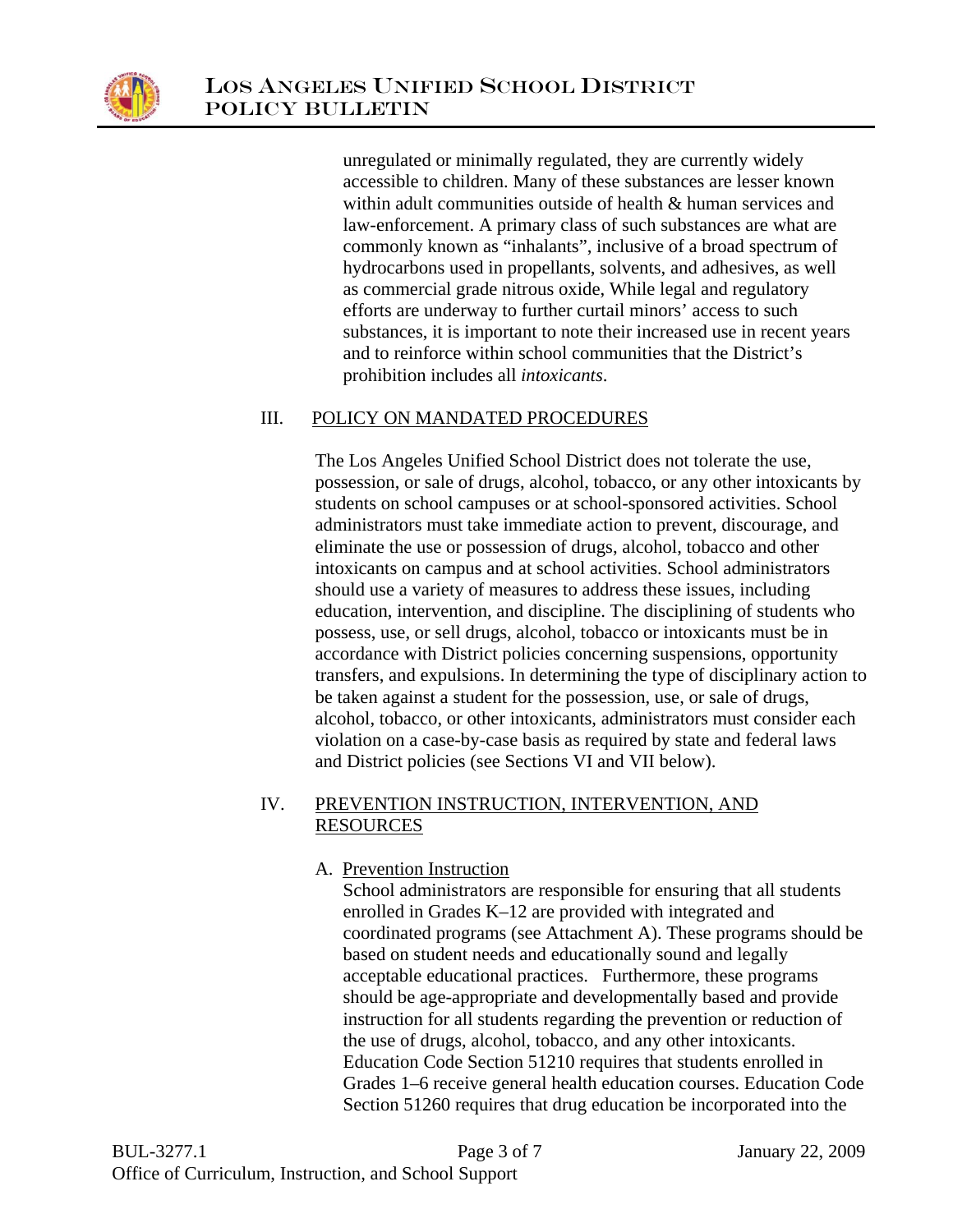unregulated or minimally regulated, they are currently widely accessible to children. Many of these substances are lesser known within adult communities outside of health & human services and law-enforcement. A primary class of such substances are what are commonly known as "inhalants", inclusive of a broad spectrum of hydrocarbons used in propellants, solvents, and adhesives, as well as commercial grade nitrous oxide, While legal and regulatory efforts are underway to further curtail minors' access to such substances, it is important to note their increased use in recent years and to reinforce within school communities that the District's prohibition includes all *intoxicants*.

## III. POLICY ON MANDATED PROCEDURES

The Los Angeles Unified School District does not tolerate the use, possession, or sale of drugs, alcohol, tobacco, or any other intoxicants by students on school campuses or at school-sponsored activities. School administrators must take immediate action to prevent, discourage, and eliminate the use or possession of drugs, alcohol, tobacco and other intoxicants on campus and at school activities. School administrators should use a variety of measures to address these issues, including education, intervention, and discipline. The disciplining of students who possess, use, or sell drugs, alcohol, tobacco or intoxicants must be in accordance with District policies concerning suspensions, opportunity transfers, and expulsions. In determining the type of disciplinary action to be taken against a student for the possession, use, or sale of drugs, alcohol, tobacco, or other intoxicants, administrators must consider each violation on a case-by-case basis as required by state and federal laws and District policies (see Sections VI and VII below).

## IV. PREVENTION INSTRUCTION, INTERVENTION, AND RESOURCES

### A. Prevention Instruction

School administrators are responsible for ensuring that all students enrolled in Grades K–12 are provided with integrated and coordinated programs (see Attachment A). These programs should be based on student needs and educationally sound and legally acceptable educational practices. Furthermore, these programs should be age-appropriate and developmentally based and provide instruction for all students regarding the prevention or reduction of the use of drugs, alcohol, tobacco, and any other intoxicants. Education Code Section 51210 requires that students enrolled in Grades 1–6 receive general health education courses. Education Code Section 51260 requires that drug education be incorporated into the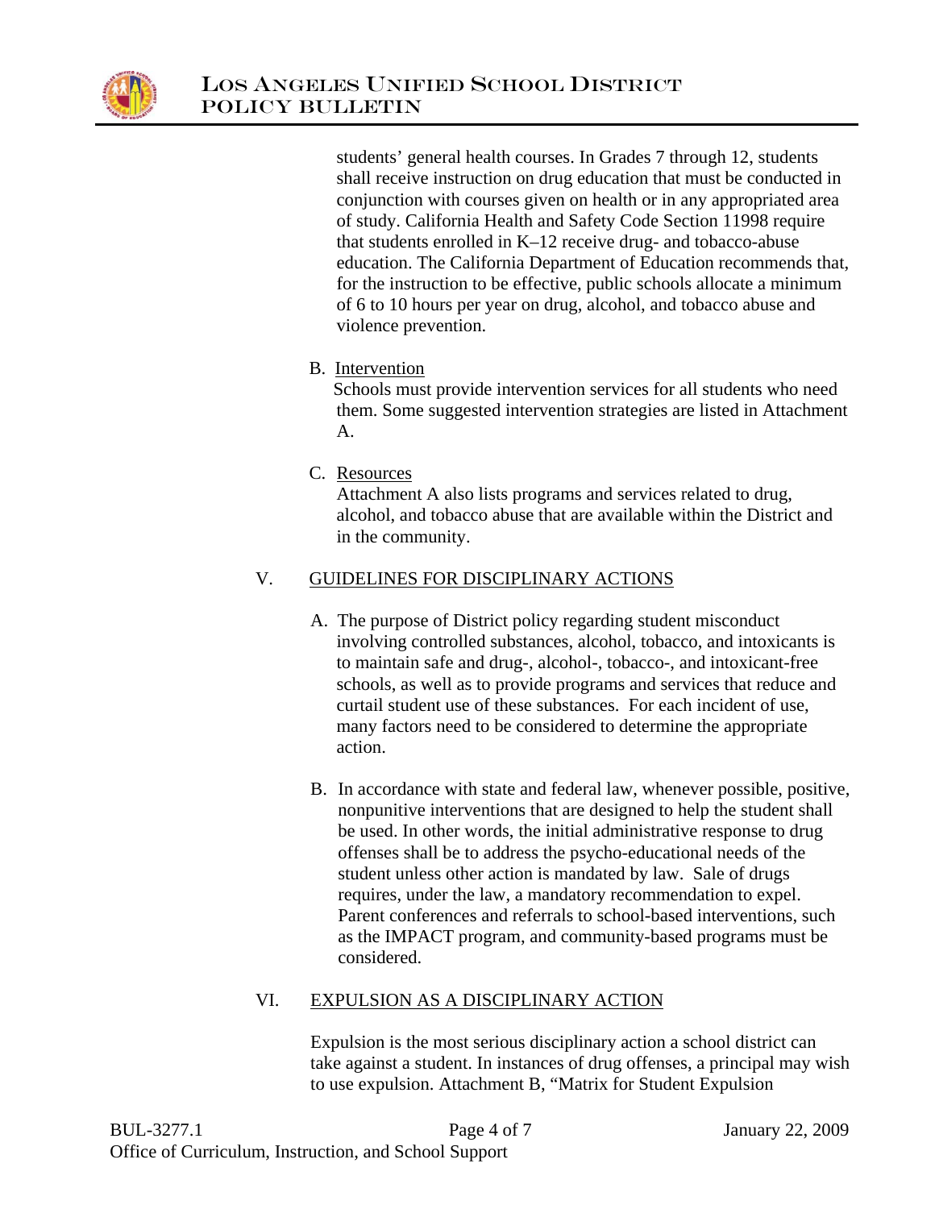students' general health courses. In Grades 7 through 12, students shall receive instruction on drug education that must be conducted in conjunction with courses given on health or in any appropriated area of study. California Health and Safety Code Section 11998 require that students enrolled in K–12 receive drug- and tobacco-abuse education. The California Department of Education recommends that, for the instruction to be effective, public schools allocate a minimum of 6 to 10 hours per year on drug, alcohol, and tobacco abuse and violence prevention.

B. Intervention

Schools must provide intervention services for all students who need them. Some suggested intervention strategies are listed in Attachment A.

C. Resources

Attachment A also lists programs and services related to drug, alcohol, and tobacco abuse that are available within the District and in the community.

## V. GUIDELINES FOR DISCIPLINARY ACTIONS

A. The purpose of District policy regarding student misconduct involving controlled substances, alcohol, tobacco, and intoxicants is to maintain safe and drug-, alcohol-, tobacco-, and intoxicant-free schools, as well as to provide programs and services that reduce and curtail student use of these substances. For each incident of use, many factors need to be considered to determine the appropriate action.

B. In accordance with state and federal law, whenever possible, positive, nonpunitive interventions that are designed to help the student shall be used. In other words, the initial administrative response to drug offenses shall be to address the psycho-educational needs of the student unless other action is mandated by law. Sale of drugs requires, under the law, a mandatory recommendation to expel. Parent conferences and referrals to school-based interventions, such as the IMPACT program, and community-based programs must be considered.

## VI. EXPULSION AS A DISCIPLINARY ACTION

Expulsion is the most serious disciplinary action a school district can take against a student. In instances of drug offenses, a principal may wish to use expulsion. Attachment B, "Matrix for Student Expulsion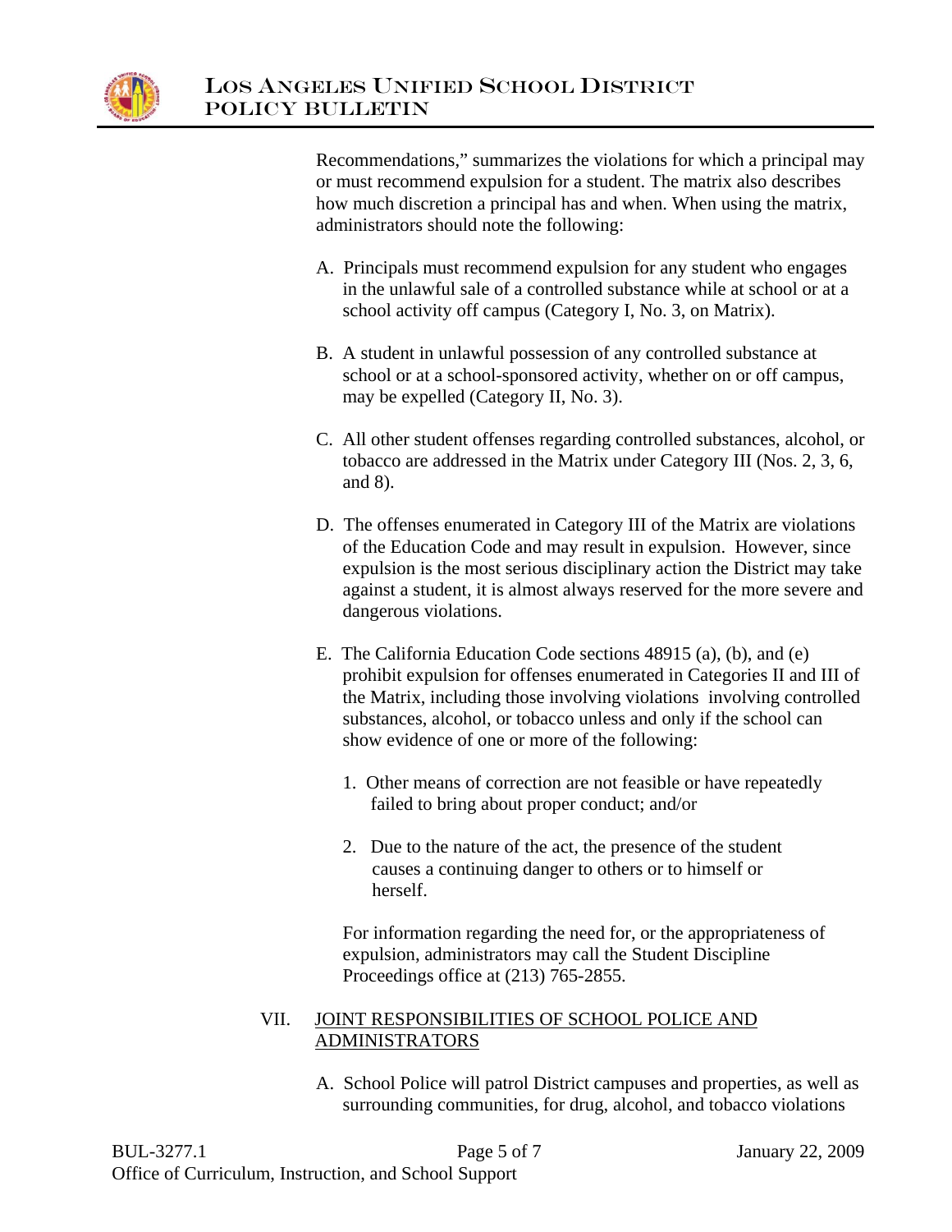Recommendations," summarizes the violations for which a principal may or must recommend expulsion for a student. The matrix also describes how much discretion a principal has and when. When using the matrix, administrators should note the following:

A. Principals must recommend expulsion for any student who engages in the unlawful sale of a controlled substance while at school or at a school activity off campus (Category I, No. 3, on Matrix).

B. A student in unlawful possession of any controlled substance at school or at a school-sponsored activity, whether on or off campus, may be expelled (Category II, No. 3).

C. All other student offenses regarding controlled substances, alcohol, or tobacco are addressed in the Matrix under Category III (Nos. 2, 3, 6, and 8).

D. The offenses enumerated in Category III of the Matrix are violations of the Education Code and may result in expulsion. However, since expulsion is the most serious disciplinary action the District may take against a student, it is almost always reserved for the more severe and dangerous violations.

E. The California Education Code sections 48915 (a), (b), and (e) prohibit expulsion for offenses enumerated in Categories II and III of the Matrix, including those involving violations involving controlled substances, alcohol, or tobacco unless and only if the school can show evidence of one or more of the following:

   1. Other means of correction are not feasible or have repeatedly failed to bring about proper conduct; and/or

   2. Due to the nature of the act, the presence of the student causes a continuing danger to others or to himself or herself.

   For information regarding the need for, or the appropriateness of expulsion, administrators may call the Student Discipline Proceedings office at (213) 765-2855.

## VII. JOINT RESPONSIBILITIES OF SCHOOL POLICE AND ADMINISTRATORS

A. School Police will patrol District campuses and properties, as well as surrounding communities, for drug, alcohol, and tobacco violations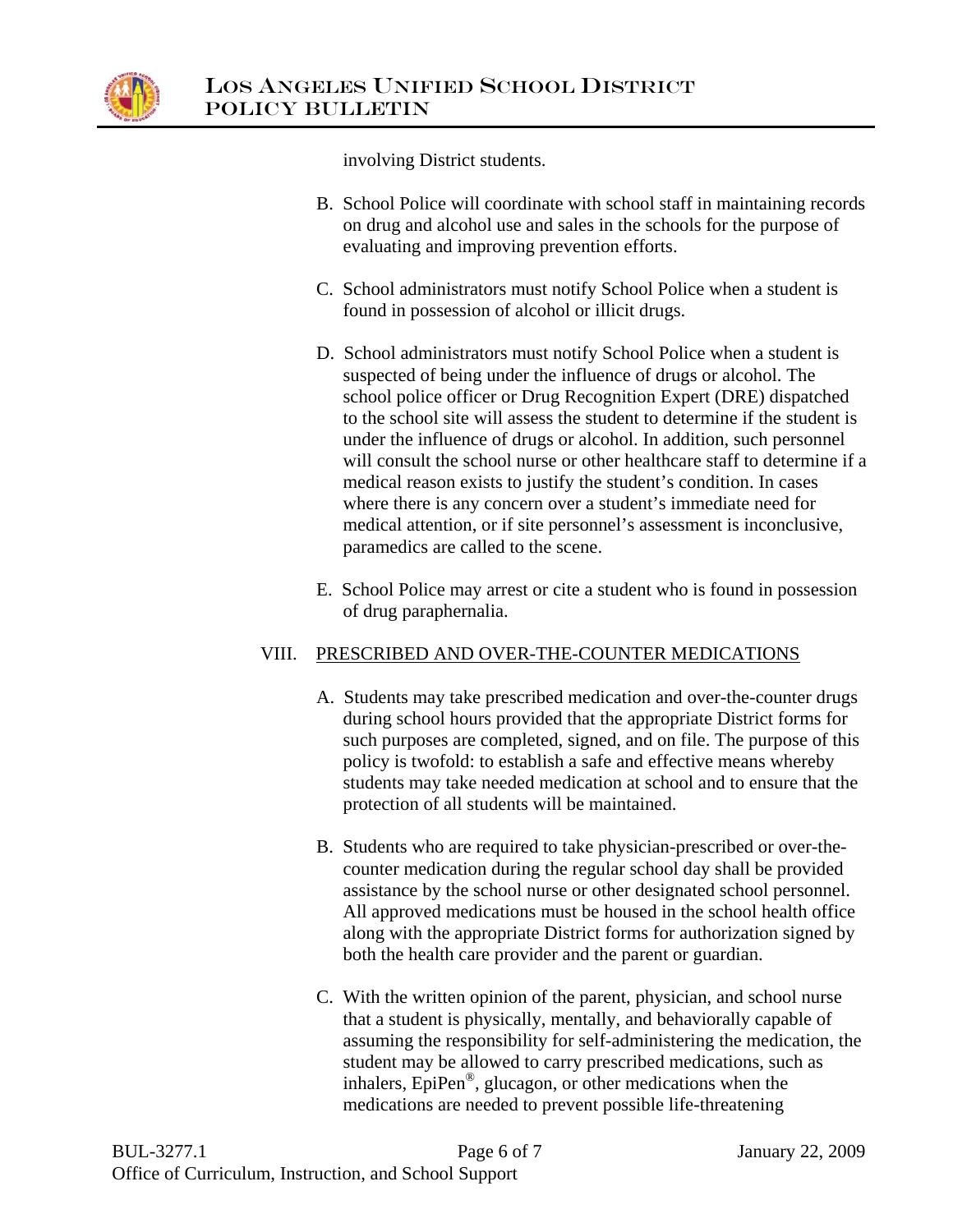involving District students.

B. School Police will coordinate with school staff in maintaining records on drug and alcohol use and sales in the schools for the purpose of evaluating and improving prevention efforts.

C. School administrators must notify School Police when a student is found in possession of alcohol or illicit drugs.

D. School administrators must notify School Police when a student is suspected of being under the influence of drugs or alcohol. The school police officer or Drug Recognition Expert (DRE) dispatched to the school site will assess the student to determine if the student is under the influence of drugs or alcohol. In addition, such personnel will consult the school nurse or other healthcare staff to determine if a medical reason exists to justify the student's condition. In cases where there is any concern over a student's immediate need for medical attention, or if site personnel's assessment is inconclusive, paramedics are called to the scene.

E. School Police may arrest or cite a student who is found in possession of drug paraphernalia.

## VIII. PRESCRIBED AND OVER-THE-COUNTER MEDICATIONS

A. Students may take prescribed medication and over-the-counter drugs during school hours provided that the appropriate District forms for such purposes are completed, signed, and on file. The purpose of this policy is twofold: to establish a safe and effective means whereby students may take needed medication at school and to ensure that the protection of all students will be maintained.

B. Students who are required to take physician-prescribed or over-the-counter medication during the regular school day shall be provided assistance by the school nurse or other designated school personnel. All approved medications must be housed in the school health office along with the appropriate District forms for authorization signed by both the health care provider and the parent or guardian.

C. With the written opinion of the parent, physician, and school nurse that a student is physically, mentally, and behaviorally capable of assuming the responsibility for self-administering the medication, the student may be allowed to carry prescribed medications, such as inhalers, EpiPen®, glucagon, or other medications when the medications are needed to prevent possible life-threatening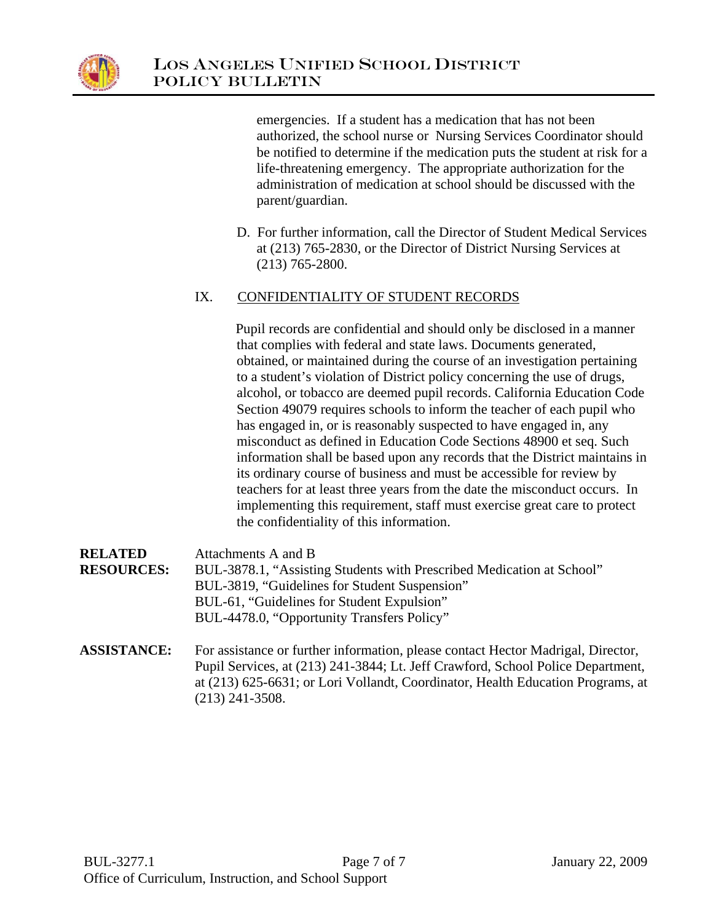emergencies. If a student has a medication that has not been authorized, the school nurse or Nursing Services Coordinator should be notified to determine if the medication puts the student at risk for a life-threatening emergency. The appropriate authorization for the administration of medication at school should be discussed with the parent/guardian.

D. For further information, call the Director of Student Medical Services at (213) 765-2830, or the Director of District Nursing Services at (213) 765-2800.

## IX. CONFIDENTIALITY OF STUDENT RECORDS

Pupil records are confidential and should only be disclosed in a manner that complies with federal and state laws. Documents generated, obtained, or maintained during the course of an investigation pertaining to a student's violation of District policy concerning the use of drugs, alcohol, or tobacco are deemed pupil records. California Education Code Section 49079 requires schools to inform the teacher of each pupil who has engaged in, or is reasonably suspected to have engaged in, any misconduct as defined in Education Code Sections 48900 et seq. Such information shall be based upon any records that the District maintains in its ordinary course of business and must be accessible for review by teachers for at least three years from the date the misconduct occurs. In implementing this requirement, staff must exercise great care to protect the confidentiality of this information.

**RELATED RESOURCES:**

Attachments A and B
BUL-3878.1, "Assisting Students with Prescribed Medication at School"
BUL-3819, "Guidelines for Student Suspension"
BUL-61, "Guidelines for Student Expulsion"
BUL-4478.0, "Opportunity Transfers Policy"

**ASSISTANCE:**

For assistance or further information, please contact Hector Madrigal, Director, Pupil Services, at (213) 241-3844; Lt. Jeff Crawford, School Police Department, at (213) 625-6631; or Lori Vollandt, Coordinator, Health Education Programs, at (213) 241-3508.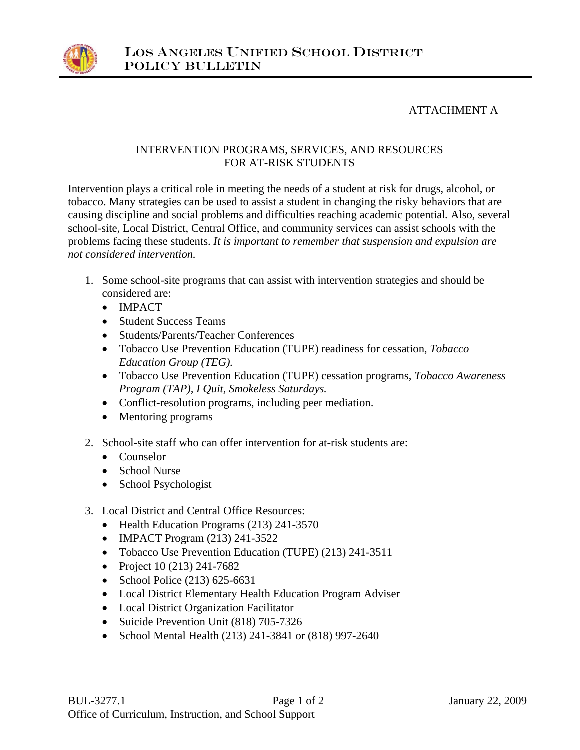ATTACHMENT A

## INTERVENTION PROGRAMS, SERVICES, AND RESOURCES FOR AT-RISK STUDENTS

Intervention plays a critical role in meeting the needs of a student at risk for drugs, alcohol, or tobacco. Many strategies can be used to assist a student in changing the risky behaviors that are causing discipline and social problems and difficulties reaching academic potential. Also, several school-site, Local District, Central Office, and community services can assist schools with the problems facing these students. *It is important to remember that suspension and expulsion are not considered intervention.*

1. Some school-site programs that can assist with intervention strategies and should be considered are:
   - IMPACT
   - Student Success Teams
   - Students/Parents/Teacher Conferences
   - Tobacco Use Prevention Education (TUPE) readiness for cessation, *Tobacco Education Group (TEG).*
   - Tobacco Use Prevention Education (TUPE) cessation programs, *Tobacco Awareness Program (TAP), I Quit, Smokeless Saturdays.*
   - Conflict-resolution programs, including peer mediation.
   - Mentoring programs

2. School-site staff who can offer intervention for at-risk students are:
   - Counselor
   - School Nurse
   - School Psychologist

3. Local District and Central Office Resources:
   - Health Education Programs (213) 241-3570
   - IMPACT Program (213) 241-3522
   - Tobacco Use Prevention Education (TUPE) (213) 241-3511
   - Project 10 (213) 241-7682
   - School Police (213) 625-6631
   - Local District Elementary Health Education Program Adviser
   - Local District Organization Facilitator
   - Suicide Prevention Unit (818) 705-7326
   - School Mental Health (213) 241-3841 or (818) 997-2640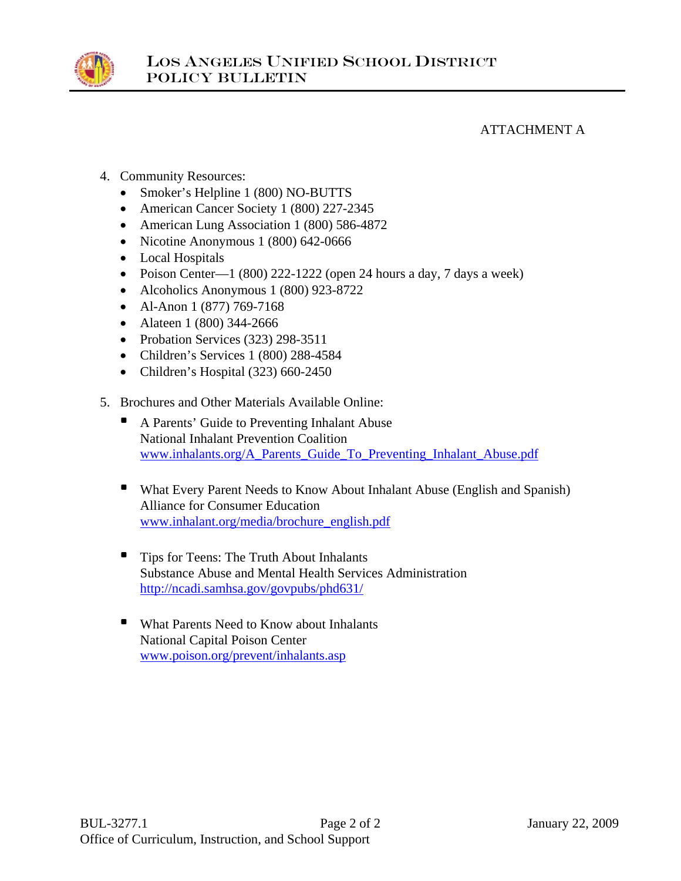ATTACHMENT A

4. Community Resources:
   - Smoker's Helpline 1 (800) NO-BUTTS
   - American Cancer Society 1 (800) 227-2345
   - American Lung Association 1 (800) 586-4872
   - Nicotine Anonymous 1 (800) 642-0666
   - Local Hospitals
   - Poison Center—1 (800) 222-1222 (open 24 hours a day, 7 days a week)
   - Alcoholics Anonymous 1 (800) 923-8722
   - Al-Anon 1 (877) 769-7168
   - Alateen 1 (800) 344-2666
   - Probation Services (323) 298-3511
   - Children's Services 1 (800) 288-4584
   - Children's Hospital (323) 660-2450

5. Brochures and Other Materials Available Online:
   - A Parents' Guide to Preventing Inhalant Abuse
     National Inhalant Prevention Coalition
     [www.inhalants.org/A_Parents_Guide_To_Preventing_Inhalant_Abuse.pdf](www.inhalants.org/A_Parents_Guide_To_Preventing_Inhalant_Abuse.pdf)

   - What Every Parent Needs to Know About Inhalant Abuse (English and Spanish)
     Alliance for Consumer Education
     [www.inhalant.org/media/brochure_english.pdf](www.inhalant.org/media/brochure_english.pdf)

   - Tips for Teens: The Truth About Inhalants
     Substance Abuse and Mental Health Services Administration
     [http://ncadi.samhsa.gov/govpubs/phd631/](http://ncadi.samhsa.gov/govpubs/phd631/)

   - What Parents Need to Know about Inhalants
     National Capital Poison Center
     [www.poison.org/prevent/inhalants.asp](www.poison.org/prevent/inhalants.asp)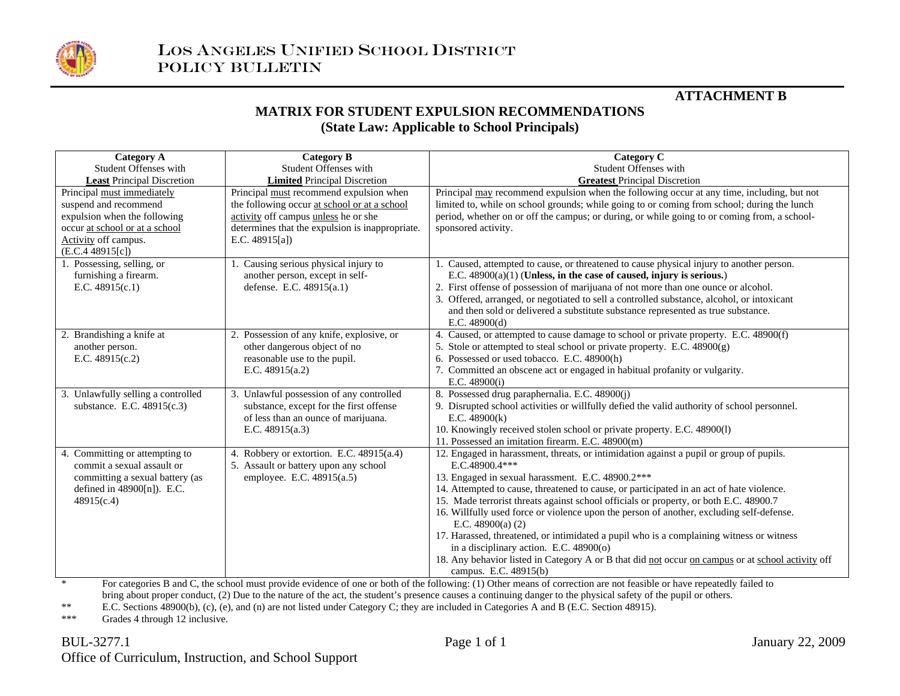# LOS ANGELES UNIFIED SCHOOL DISTRICT POLICY BULLETIN

**ATTACHMENT B**

## MATRIX FOR STUDENT EXPULSION RECOMMENDATIONS
## (State Law: Applicable to School Principals)

| **Category A**<br>Student Offenses with<br>**Least** Principal Discretion | **Category B**<br>Student Offenses with<br>**Limited** Principal Discretion | **Category C**<br>Student Offenses with<br>**Greatest** Principal Discretion |
|---|---|---|
| Principal must immediately suspend and recommend expulsion when the following occur at school or at a school Activity off campus. (E.C.4 48915[c]) | Principal must recommend expulsion when the following occur at school or at a school activity off campus unless he or she determines that the expulsion is inappropriate. E.C. 48915[a]) | Principal may recommend expulsion when the following occur at any time, including, but not limited to, while on school grounds; while going to or coming from school; during the lunch period, whether on or off the campus; or during, or while going to or coming from, a school-sponsored activity. |
| 1. Possessing, selling, or furnishing a firearm. E.C. 48915(c.1) | 1. Causing serious physical injury to another person, except in self-defense. E.C. 48915(a.1) | 1. Caused, attempted to cause, or threatened to cause physical injury to another person. E.C. 48900(a)(1) (**Unless, in the case of caused, injury is serious.**)<br>2. First offense of possession of marijuana of not more than one ounce or alcohol.<br>3. Offered, arranged, or negotiated to sell a controlled substance, alcohol, or intoxicant and then sold or delivered a substitute substance represented as true substance. E.C. 48900(d) |
| 2. Brandishing a knife at another person. E.C. 48915(c.2) | 2. Possession of any knife, explosive, or other dangerous object of no reasonable use to the pupil. E.C. 48915(a.2) | 4. Caused, or attempted to cause damage to school or private property. E.C. 48900(f)<br>5. Stole or attempted to steal school or private property. E.C. 48900(g)<br>6. Possessed or used tobacco. E.C. 48900(h)<br>7. Committed an obscene act or engaged in habitual profanity or vulgarity. E.C. 48900(i) |
| 3. Unlawfully selling a controlled substance. E.C. 48915(c.3) | 3. Unlawful possession of any controlled substance, except for the first offense of less than an ounce of marijuana. E.C. 48915(a.3) | 8. Possessed drug paraphernalia. E.C. 48900(j)<br>9. Disrupted school activities or willfully defied the valid authority of school personnel. E.C. 48900(k)<br>10. Knowingly received stolen school or private property. E.C. 48900(l)<br>11. Possessed an imitation firearm. E.C. 48900(m) |
| 4. Committing or attempting to commit a sexual assault or committing a sexual battery (as defined in 48900[n]). E.C. 48915(c.4) | 4. Robbery or extortion. E.C. 48915(a.4)<br>5. Assault or battery upon any school employee. E.C. 48915(a.5) | 12. Engaged in harassment, threats, or intimidation against a pupil or group of pupils. E.C.48900.4***<br>13. Engaged in sexual harassment. E.C. 48900.2***<br>14. Attempted to cause, threatened to cause, or participated in an act of hate violence.<br>15. Made terrorist threats against school officials or property, or both E.C. 48900.7<br>16. Willfully used force or violence upon the person of another, excluding self-defense. E.C. 48900(a) (2)<br>17. Harassed, threatened, or intimidated a pupil who is a complaining witness or witness in a disciplinary action. E.C. 48900(o)<br>18. Any behavior listed in Category A or B that did not occur on campus or at school activity off campus. E.C. 48915(b) |

\* For categories B and C, the school must provide evidence of one or both of the following: (1) Other means of correction are not feasible or have repeatedly failed to bring about proper conduct, (2) Due to the nature of the act, the student's presence causes a continuing danger to the physical safety of the pupil or others.

** E.C. Sections 48900(b), (c), (e), and (n) are not listed under Category C; they are included in Categories A and B (E.C. Section 48915).

*** Grades 4 through 12 inclusive.

BUL-3277.1
Office of Curriculum, Instruction, and School Support

January 22, 2009